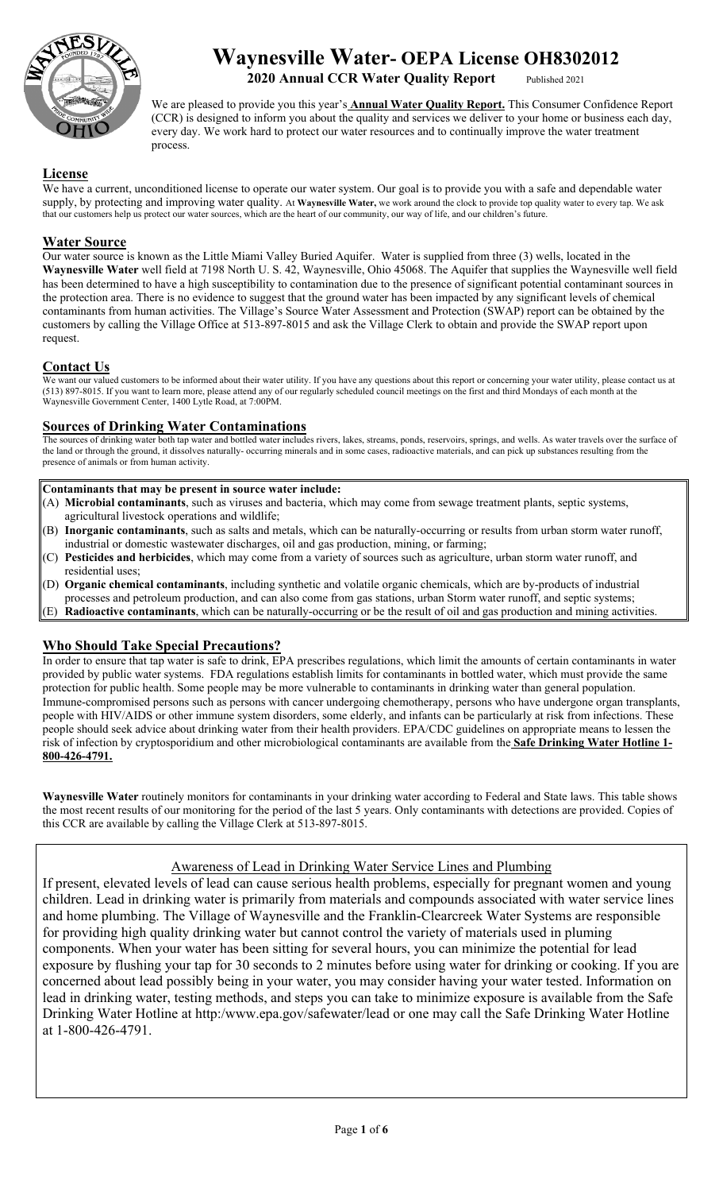# Waynesville Water- OEPA License OH8302012

**2020 Annual CCR Water Quality Report** Published 2021

We are pleased to provide you this year's **Annual Water Quality Report.** This Consumer Confidence Report (CCR) is designed to inform you about the quality and services we deliver to your home or business each day, every day. We work hard to protect our water resources and to continually improve the water treatment process.

## License

We have a current, unconditioned license to operate our water system. Our goal is to provide you with a safe and dependable water supply, by protecting and improving water quality. At **Waynesville Water,** we work around the clock to provide top quality water to every tap. We ask that our customers help us protect our water sources, which are the heart of our community, our way of life, and our children's future.

## Water Source

Our water source is known as the Little Miami Valley Buried Aquifer. Water is supplied from three (3) wells, located in the **Waynesville Water** well field at 7198 North U. S. 42, Waynesville, Ohio 45068. The Aquifer that supplies the Waynesville well field has been determined to have a high susceptibility to contamination due to the presence of significant potential contaminant sources in the protection area. There is no evidence to suggest that the ground water has been impacted by any significant levels of chemical contaminants from human activities. The Village's Source Water Assessment and Protection (SWAP) report can be obtained by the customers by calling the Village Office at 513-897-8015 and ask the Village Clerk to obtain and provide the SWAP report upon request.

## Contact Us

We want our valued customers to be informed about their water utility. If you have any questions about this report or concerning your water utility, please contact us at (513) 897-8015. If you want to learn more, please attend any of our regularly scheduled council meetings on the first and third Mondays of each month at the Waynesville Government Center, 1400 Lytle Road, at 7:00PM.

## Sources of Drinking Water Contaminations

The sources of drinking water both tap water and bottled water includes rivers, lakes, streams, ponds, reservoirs, springs, and wells. As water travels over the surface of the land or through the ground, it dissolves naturally- occurring minerals and in some cases, radioactive materials, and can pick up substances resulting from the presence of animals or from human activity.

**Contaminants that may be present in source water include:**

(A) **Microbial contaminants**, such as viruses and bacteria, which may come from sewage treatment plants, septic systems, agricultural livestock operations and wildlife;
(B) **Inorganic contaminants**, such as salts and metals, which can be naturally-occurring or results from urban storm water runoff, industrial or domestic wastewater discharges, oil and gas production, mining, or farming;
(C) **Pesticides and herbicides**, which may come from a variety of sources such as agriculture, urban storm water runoff, and residential uses;
(D) **Organic chemical contaminants**, including synthetic and volatile organic chemicals, which are by-products of industrial processes and petroleum production, and can also come from gas stations, urban Storm water runoff, and septic systems;
(E) **Radioactive contaminants**, which can be naturally-occurring or be the result of oil and gas production and mining activities.

## Who Should Take Special Precautions?

In order to ensure that tap water is safe to drink, EPA prescribes regulations, which limit the amounts of certain contaminants in water provided by public water systems. FDA regulations establish limits for contaminants in bottled water, which must provide the same protection for public health. Some people may be more vulnerable to contaminants in drinking water than general population. Immune-compromised persons such as persons with cancer undergoing chemotherapy, persons who have undergone organ transplants, people with HIV/AIDS or other immune system disorders, some elderly, and infants can be particularly at risk from infections. These people should seek advice about drinking water from their health providers. EPA/CDC guidelines on appropriate means to lessen the risk of infection by cryptosporidium and other microbiological contaminants are available from the **Safe Drinking Water Hotline 1-800-426-4791.**

**Waynesville Water** routinely monitors for contaminants in your drinking water according to Federal and State laws. This table shows the most recent results of our monitoring for the period of the last 5 years. Only contaminants with detections are provided. Copies of this CCR are available by calling the Village Clerk at 513-897-8015.

### Awareness of Lead in Drinking Water Service Lines and Plumbing

If present, elevated levels of lead can cause serious health problems, especially for pregnant women and young children. Lead in drinking water is primarily from materials and compounds associated with water service lines and home plumbing. The Village of Waynesville and the Franklin-Clearcreek Water Systems are responsible for providing high quality drinking water but cannot control the variety of materials used in pluming components. When your water has been sitting for several hours, you can minimize the potential for lead exposure by flushing your tap for 30 seconds to 2 minutes before using water for drinking or cooking. If you are concerned about lead possibly being in your water, you may consider having your water tested. Information on lead in drinking water, testing methods, and steps you can take to minimize exposure is available from the Safe Drinking Water Hotline at http:/www.epa.gov/safewater/lead or one may call the Safe Drinking Water Hotline at 1-800-426-4791.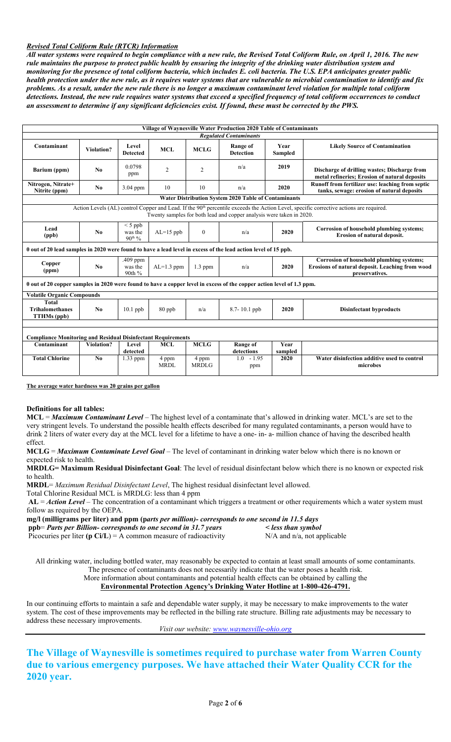***Revised Total Coliform Rule (RTCR) Information***

***All water systems were required to begin compliance with a new rule, the Revised Total Coliform Rule, on April 1, 2016. The new rule maintains the purpose to protect public health by ensuring the integrity of the drinking water distribution system and monitoring for the presence of total coliform bacteria, which includes E. coli bacteria. The U.S. EPA anticipates greater public health protection under the new rule, as it requires water systems that are vulnerable to microbial contamination to identify and fix problems. As a result, under the new rule there is no longer a maximum contaminant level violation for multiple total coliform detections. Instead, the new rule requires water systems that exceed a specified frequency of total coliform occurrences to conduct an assessment to determine if any significant deficiencies exist. If found, these must be corrected by the PWS.***

| **Village of Waynesville Water Production 2020 Table of Contaminants** | | | | | | | |
|---|---|---|---|---|---|---|---|
| ***Regulated Contaminants*** | | | | | | | |
| **Contaminant** | **Violation?** | **Level Detected** | **MCL** | **MCLG** | **Range of Detection** | **Year Sampled** | **Likely Source of Contamination** |
| **Barium (ppm)** | **No** | 0.0798 ppm | 2 | 2 | n/a | **2019** | **Discharge of drilling wastes; Discharge from metal refineries; Erosion of natural deposits** |
| **Nitrogen, Nitrate+ Nitrite (ppm)** | **No** | 3.04 ppm | 10 | 10 | n/a | **2020** | **Runoff from fertilizer use: leaching from septic tanks, sewage: erosion of natural deposits** |
| **Water Distribution System 2020 Table of Contaminants** | | | | | | | |
| Action Levels (AL) control Copper and Lead. If the 90th percentile exceeds the Action Level, specific corrective actions are required. Twenty samples for both lead and copper analysis were taken in 2020. | | | | | | | |
| **Lead (ppb)** | **No** | < 5 ppb was the 90th % | AL=15 ppb | 0 | n/a | **2020** | **Corrosion of household plumbing systems; Erosion of natural deposit.** |
| **0 out of 20 lead samples in 2020 were found to have a lead level in excess of the lead action level of 15 ppb.** | | | | | | | |
| **Copper (ppm)** | **No** | .409 ppm was the 90th % | AL=1.3 ppm | 1.3 ppm | n/a | **2020** | **Corrosion of household plumbing systems; Erosions of natural deposit. Leaching from wood preservatives.** |
| **0 out of 20 copper samples in 2020 were found to have a copper level in excess of the copper action level of 1.3 ppm.** | | | | | | | |
| **Volatile Organic Compounds** | | | | | | | |
| **Total Trihalomethanes TTHMs (ppb)** | **No** | 10.1 ppb | 80 ppb | n/a | 8.7- 10.1 ppb | **2020** | **Disinfectant byproducts** |
| | | | | | | | |
| **Compliance Monitoring and Residual Disinfectant Requirements** | | | | | | | |
| **Contaminant** | **Violation?** | **Level detected** | **MCL** | **MCLG** | **Range of detections** | **Year sampled** | |
| **Total Chlorine** | **No** | 1.33 ppm | 4 ppm MRDL | 4 ppm MRDLG | 1.0 - 1.95 ppm | **2020** | **Water disinfection additive used to control microbes** |

**The average water hardness was 20 grains per gallon**

**Definitions for all tables:**

**MCL** = ***Maximum Contaminant Level*** – The highest level of a contaminate that's allowed in drinking water. MCL's are set to the very stringent levels. To understand the possible health effects described for many regulated contaminants, a person would have to drink 2 liters of water every day at the MCL level for a lifetime to have a one- in- a- million chance of having the described health effect.

**MCLG** = ***Maximum Contaminate Level Goal*** – The level of contaminant in drinking water below which there is no known or expected risk to health.

**MRDLG= Maximum Residual Disinfectant Goal**: The level of residual disinfectant below which there is no known or expected risk to health.

**MRDL**= *Maximum Residual Disinfectant Level*, The highest residual disinfectant level allowed.

Total Chlorine Residual MCL is MRDLG: less than 4 ppm

**AL** = ***Action Level*** – The concentration of a contaminant which triggers a treatment or other requirements which a water system must follow as required by the OEPA.

**mg/l (milligrams per liter) and ppm (*parts per million*)- *corresponds to one second in 11.5 days***

**ppb**= ***Parts per Billion- corresponds to one second in 31.7 years*** ***< less than symbol***

Picocuries per liter **(p Ci/L)** = A common measure of radioactivity N/A and n/a, not applicable

All drinking water, including bottled water, may reasonably be expected to contain at least small amounts of some contaminants. The presence of contaminants does not necessarily indicate that the water poses a health risk. More information about contaminants and potential health effects can be obtained by calling the **Environmental Protection Agency's Drinking Water Hotline at 1-800-426-4791.**

In our continuing efforts to maintain a safe and dependable water supply, it may be necessary to make improvements to the water system. The cost of these improvements may be reflected in the billing rate structure. Billing rate adjustments may be necessary to address these necessary improvements.

*Visit our website: www.waynesville-ohio.org*

## The Village of Waynesville is sometimes required to purchase water from Warren County due to various emergency purposes. We have attached their Water Quality CCR for the 2020 year.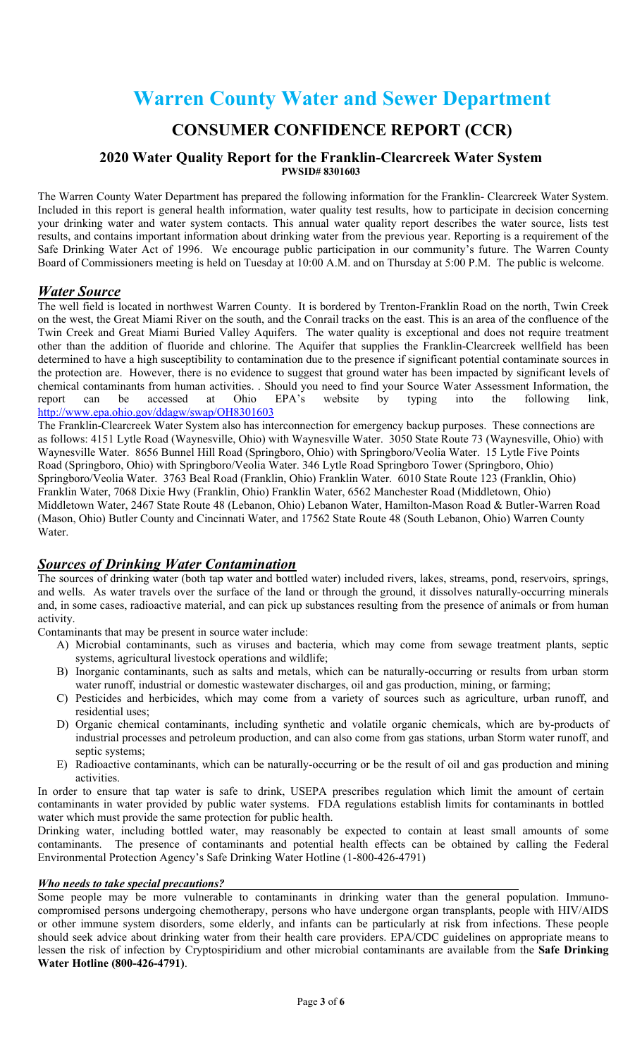# Warren County Water and Sewer Department

## CONSUMER CONFIDENCE REPORT (CCR)

### 2020 Water Quality Report for the Franklin-Clearcreek Water System

**PWSID# 8301603**

The Warren County Water Department has prepared the following information for the Franklin- Clearcreek Water System. Included in this report is general health information, water quality test results, how to participate in decision concerning your drinking water and water system contacts. This annual water quality report describes the water source, lists test results, and contains important information about drinking water from the previous year. Reporting is a requirement of the Safe Drinking Water Act of 1996. We encourage public participation in our community's future. The Warren County Board of Commissioners meeting is held on Tuesday at 10:00 A.M. and on Thursday at 5:00 P.M. The public is welcome.

## *Water Source*

The well field is located in northwest Warren County. It is bordered by Trenton-Franklin Road on the north, Twin Creek on the west, the Great Miami River on the south, and the Conrail tracks on the east. This is an area of the confluence of the Twin Creek and Great Miami Buried Valley Aquifers. The water quality is exceptional and does not require treatment other than the addition of fluoride and chlorine. The Aquifer that supplies the Franklin-Clearcreek wellfield has been determined to have a high susceptibility to contamination due to the presence if significant potential contaminate sources in the protection are. However, there is no evidence to suggest that ground water has been impacted by significant levels of chemical contaminants from human activities. . Should you need to find your Source Water Assessment Information, the report can be accessed at Ohio EPA's website by typing into the following link, http://www.epa.ohio.gov/ddagw/swap/OH8301603

The Franklin-Clearcreek Water System also has interconnection for emergency backup purposes. These connections are as follows: 4151 Lytle Road (Waynesville, Ohio) with Waynesville Water. 3050 State Route 73 (Waynesville, Ohio) with Waynesville Water. 8656 Bunnel Hill Road (Springboro, Ohio) with Springboro/Veolia Water. 15 Lytle Five Points Road (Springboro, Ohio) with Springboro/Veolia Water. 346 Lytle Road Springboro Tower (Springboro, Ohio) Springboro/Veolia Water. 3763 Beal Road (Franklin, Ohio) Franklin Water. 6010 State Route 123 (Franklin, Ohio) Franklin Water, 7068 Dixie Hwy (Franklin, Ohio) Franklin Water, 6562 Manchester Road (Middletown, Ohio) Middletown Water, 2467 State Route 48 (Lebanon, Ohio) Lebanon Water, Hamilton-Mason Road & Butler-Warren Road (Mason, Ohio) Butler County and Cincinnati Water, and 17562 State Route 48 (South Lebanon, Ohio) Warren County Water.

## *Sources of Drinking Water Contamination*

The sources of drinking water (both tap water and bottled water) included rivers, lakes, streams, pond, reservoirs, springs, and wells. As water travels over the surface of the land or through the ground, it dissolves naturally-occurring minerals and, in some cases, radioactive material, and can pick up substances resulting from the presence of animals or from human activity.

Contaminants that may be present in source water include:

A) Microbial contaminants, such as viruses and bacteria, which may come from sewage treatment plants, septic systems, agricultural livestock operations and wildlife;
B) Inorganic contaminants, such as salts and metals, which can be naturally-occurring or results from urban storm water runoff, industrial or domestic wastewater discharges, oil and gas production, mining, or farming;
C) Pesticides and herbicides, which may come from a variety of sources such as agriculture, urban runoff, and residential uses;
D) Organic chemical contaminants, including synthetic and volatile organic chemicals, which are by-products of industrial processes and petroleum production, and can also come from gas stations, urban Storm water runoff, and septic systems;
E) Radioactive contaminants, which can be naturally-occurring or be the result of oil and gas production and mining activities.

In order to ensure that tap water is safe to drink, USEPA prescribes regulation which limit the amount of certain contaminants in water provided by public water systems. FDA regulations establish limits for contaminants in bottled water which must provide the same protection for public health.

Drinking water, including bottled water, may reasonably be expected to contain at least small amounts of some contaminants. The presence of contaminants and potential health effects can be obtained by calling the Federal Environmental Protection Agency's Safe Drinking Water Hotline (1-800-426-4791)

### *Who needs to take special precautions?*

Some people may be more vulnerable to contaminants in drinking water than the general population. Immuno-compromised persons undergoing chemotherapy, persons who have undergone organ transplants, people with HIV/AIDS or other immune system disorders, some elderly, and infants can be particularly at risk from infections. These people should seek advice about drinking water from their health care providers. EPA/CDC guidelines on appropriate means to lessen the risk of infection by Cryptospiridium and other microbial contaminants are available from the **Safe Drinking Water Hotline (800-426-4791)**.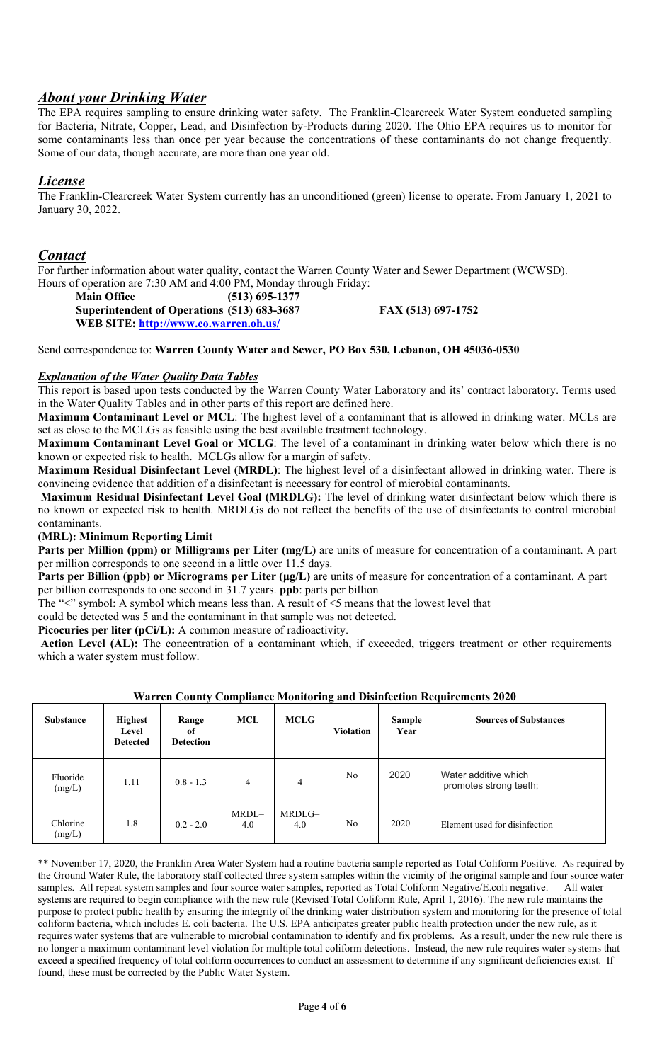## *About your Drinking Water*

The EPA requires sampling to ensure drinking water safety. The Franklin-Clearcreek Water System conducted sampling for Bacteria, Nitrate, Copper, Lead, and Disinfection by-Products during 2020. The Ohio EPA requires us to monitor for some contaminants less than once per year because the concentrations of these contaminants do not change frequently. Some of our data, though accurate, are more than one year old.

## *License*

The Franklin-Clearcreek Water System currently has an unconditioned (green) license to operate. From January 1, 2021 to January 30, 2022.

## *Contact*

For further information about water quality, contact the Warren County Water and Sewer Department (WCWSD). Hours of operation are 7:30 AM and 4:00 PM, Monday through Friday:

**Main Office (513) 695-1377**
**Superintendent of Operations (513) 683-3687** **FAX (513) 697-1752**
**WEB SITE: http://www.co.warren.oh.us/**

Send correspondence to: **Warren County Water and Sewer, PO Box 530, Lebanon, OH 45036-0530**

### *Explanation of the Water Quality Data Tables*

This report is based upon tests conducted by the Warren County Water Laboratory and its' contract laboratory. Terms used in the Water Quality Tables and in other parts of this report are defined here.

**Maximum Contaminant Level or MCL**: The highest level of a contaminant that is allowed in drinking water. MCLs are set as close to the MCLGs as feasible using the best available treatment technology.

**Maximum Contaminant Level Goal or MCLG**: The level of a contaminant in drinking water below which there is no known or expected risk to health. MCLGs allow for a margin of safety.

**Maximum Residual Disinfectant Level (MRDL)**: The highest level of a disinfectant allowed in drinking water. There is convincing evidence that addition of a disinfectant is necessary for control of microbial contaminants.

**Maximum Residual Disinfectant Level Goal (MRDLG):** The level of drinking water disinfectant below which there is no known or expected risk to health. MRDLGs do not reflect the benefits of the use of disinfectants to control microbial contaminants.

**(MRL): Minimum Reporting Limit**

**Parts per Million (ppm) or Milligrams per Liter (mg/L)** are units of measure for concentration of a contaminant. A part per million corresponds to one second in a little over 11.5 days.

**Parts per Billion (ppb) or Micrograms per Liter (µg/L)** are units of measure for concentration of a contaminant. A part per billion corresponds to one second in 31.7 years. **ppb**: parts per billion

The "<" symbol: A symbol which means less than. A result of <5 means that the lowest level that could be detected was 5 and the contaminant in that sample was not detected.

**Picocuries per liter (pCi/L):** A common measure of radioactivity.

**Action Level (AL):** The concentration of a contaminant which, if exceeded, triggers treatment or other requirements which a water system must follow.

**Warren County Compliance Monitoring and Disinfection Requirements 2020**

| Substance | Highest Level Detected | Range of Detection | MCL | MCLG | Violation | Sample Year | Sources of Substances |
|---|---|---|---|---|---|---|---|
| Fluoride (mg/L) | 1.11 | 0.8 - 1.3 | 4 | 4 | No | 2020 | Water additive which promotes strong teeth; |
| Chlorine (mg/L) | 1.8 | 0.2 - 2.0 | MRDL= 4.0 | MRDLG= 4.0 | No | 2020 | Element used for disinfection |

** November 17, 2020, the Franklin Area Water System had a routine bacteria sample reported as Total Coliform Positive. As required by the Ground Water Rule, the laboratory staff collected three system samples within the vicinity of the original sample and four source water samples. All repeat system samples and four source water samples, reported as Total Coliform Negative/E.coli negative. All water systems are required to begin compliance with the new rule (Revised Total Coliform Rule, April 1, 2016). The new rule maintains the purpose to protect public health by ensuring the integrity of the drinking water distribution system and monitoring for the presence of total coliform bacteria, which includes E. coli bacteria. The U.S. EPA anticipates greater public health protection under the new rule, as it requires water systems that are vulnerable to microbial contamination to identify and fix problems. As a result, under the new rule there is no longer a maximum contaminant level violation for multiple total coliform detections. Instead, the new rule requires water systems that exceed a specified frequency of total coliform occurrences to conduct an assessment to determine if any significant deficiencies exist. If found, these must be corrected by the Public Water System.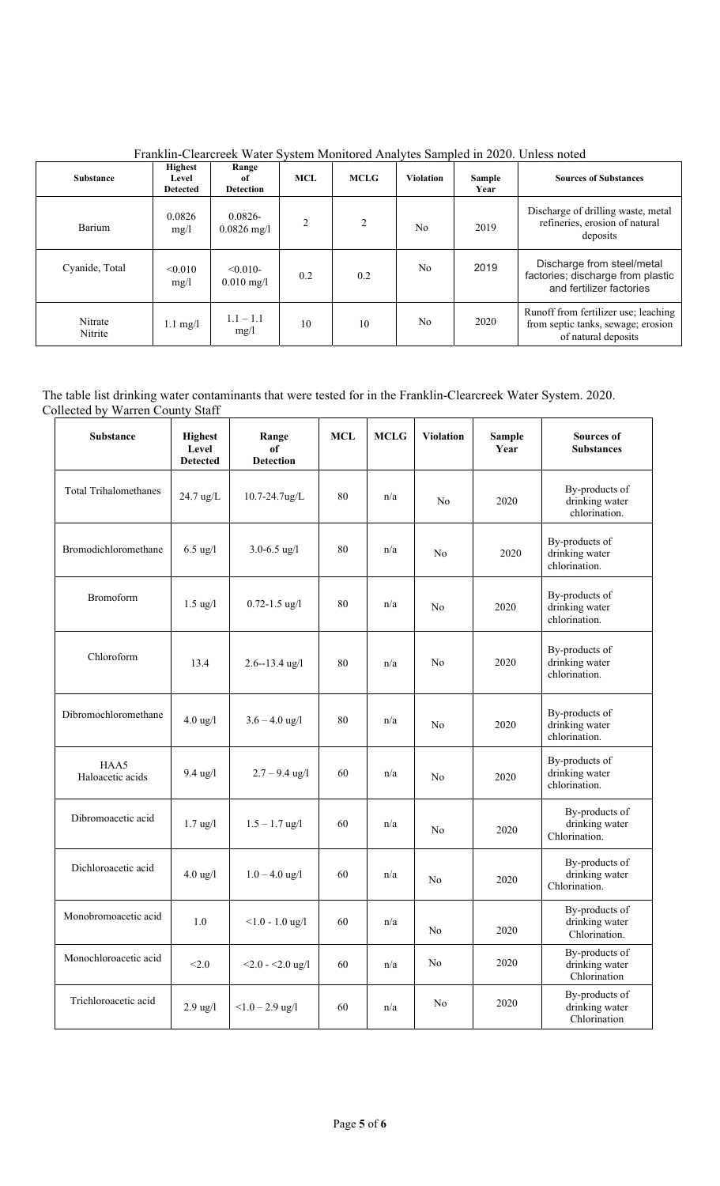Franklin-Clearcreek Water System Monitored Analytes Sampled in 2020. Unless noted

| Substance | Highest Level Detected | Range of Detection | MCL | MCLG | Violation | Sample Year | Sources of Substances |
|---|---|---|---|---|---|---|---|
| Barium | 0.0826 mg/l | 0.0826- 0.0826 mg/l | 2 | 2 | No | 2019 | Discharge of drilling waste, metal refineries, erosion of natural deposits |
| Cyanide, Total | <0.010 mg/l | <0.010- 0.010 mg/l | 0.2 | 0.2 | No | 2019 | Discharge from steel/metal factories; discharge from plastic and fertilizer factories |
| Nitrate Nitrite | 1.1 mg/l | 1.1 – 1.1 mg/l | 10 | 10 | No | 2020 | Runoff from fertilizer use; leaching from septic tanks, sewage; erosion of natural deposits |

The table list drinking water contaminants that were tested for in the Franklin-Clearcreek Water System. 2020. Collected by Warren County Staff

| Substance | Highest Level Detected | Range of Detection | MCL | MCLG | Violation | Sample Year | Sources of Substances |
|---|---|---|---|---|---|---|---|
| Total Trihalomethanes | 24.7 ug/L | 10.7-24.7ug/L | 80 | n/a | No | 2020 | By-products of drinking water chlorination. |
| Bromodichloromethane | 6.5 ug/l | 3.0-6.5 ug/l | 80 | n/a | No | 2020 | By-products of drinking water chlorination. |
| Bromoform | 1.5 ug/l | 0.72-1.5 ug/l | 80 | n/a | No | 2020 | By-products of drinking water chlorination. |
| Chloroform | 13.4 | 2.6--13.4 ug/l | 80 | n/a | No | 2020 | By-products of drinking water chlorination. |
| Dibromochloromethane | 4.0 ug/l | 3.6 – 4.0 ug/l | 80 | n/a | No | 2020 | By-products of drinking water chlorination. |
| HAA5 Haloacetic acids | 9.4 ug/l | 2.7 – 9.4 ug/l | 60 | n/a | No | 2020 | By-products of drinking water chlorination. |
| Dibromoacetic acid | 1.7 ug/l | 1.5 – 1.7 ug/l | 60 | n/a | No | 2020 | By-products of drinking water Chlorination. |
| Dichloroacetic acid | 4.0 ug/l | 1.0 – 4.0 ug/l | 60 | n/a | No | 2020 | By-products of drinking water Chlorination. |
| Monobromoacetic acid | 1.0 | <1.0 - 1.0 ug/l | 60 | n/a | No | 2020 | By-products of drinking water Chlorination. |
| Monochloroacetic acid | <2.0 | <2.0 - <2.0 ug/l | 60 | n/a | No | 2020 | By-products of drinking water Chlorination |
| Trichloroacetic acid | 2.9 ug/l | <1.0 – 2.9 ug/l | 60 | n/a | No | 2020 | By-products of drinking water Chlorination |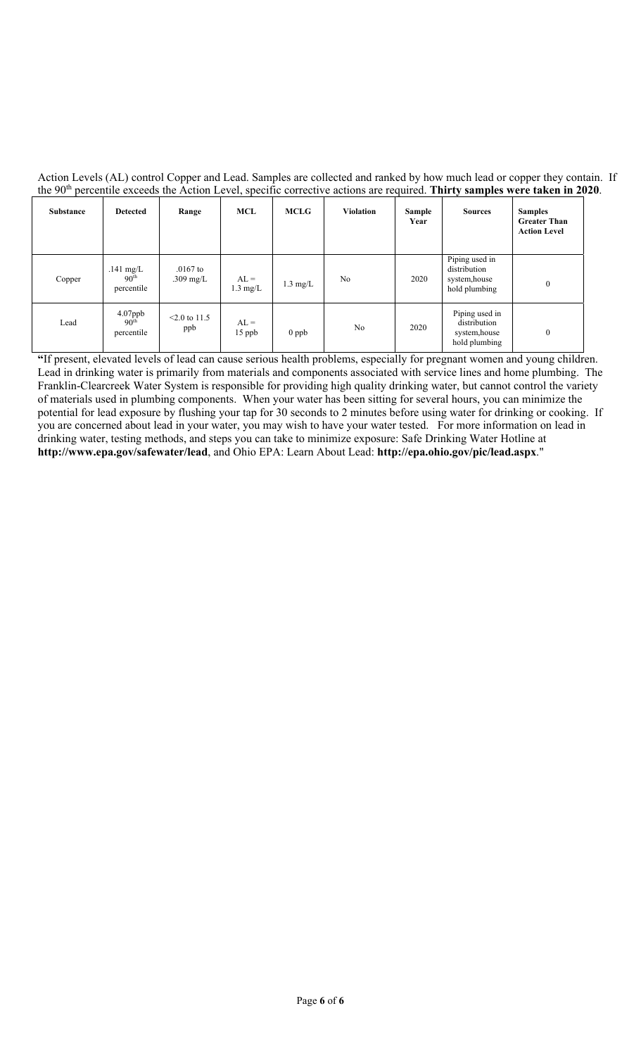Action Levels (AL) control Copper and Lead. Samples are collected and ranked by how much lead or copper they contain. If the 90th percentile exceeds the Action Level, specific corrective actions are required. **Thirty samples were taken in 2020**.

| Substance | Detected | Range | MCL | MCLG | Violation | Sample Year | Sources | Samples Greater Than Action Level |
|---|---|---|---|---|---|---|---|---|
| Copper | .141 mg/L 90th percentile | .0167 to .309 mg/L | AL = 1.3 mg/L | 1.3 mg/L | No | 2020 | Piping used in distribution system,house hold plumbing | 0 |
| Lead | 4.07ppb 90th percentile | <2.0 to 11.5 ppb | AL = 15 ppb | 0 ppb | No | 2020 | Piping used in distribution system,house hold plumbing | 0 |

**"**If present, elevated levels of lead can cause serious health problems, especially for pregnant women and young children. Lead in drinking water is primarily from materials and components associated with service lines and home plumbing. The Franklin-Clearcreek Water System is responsible for providing high quality drinking water, but cannot control the variety of materials used in plumbing components. When your water has been sitting for several hours, you can minimize the potential for lead exposure by flushing your tap for 30 seconds to 2 minutes before using water for drinking or cooking. If you are concerned about lead in your water, you may wish to have your water tested. For more information on lead in drinking water, testing methods, and steps you can take to minimize exposure: Safe Drinking Water Hotline at **http://www.epa.gov/safewater/lead**, and Ohio EPA: Learn About Lead: **http://epa.ohio.gov/pic/lead.aspx**."